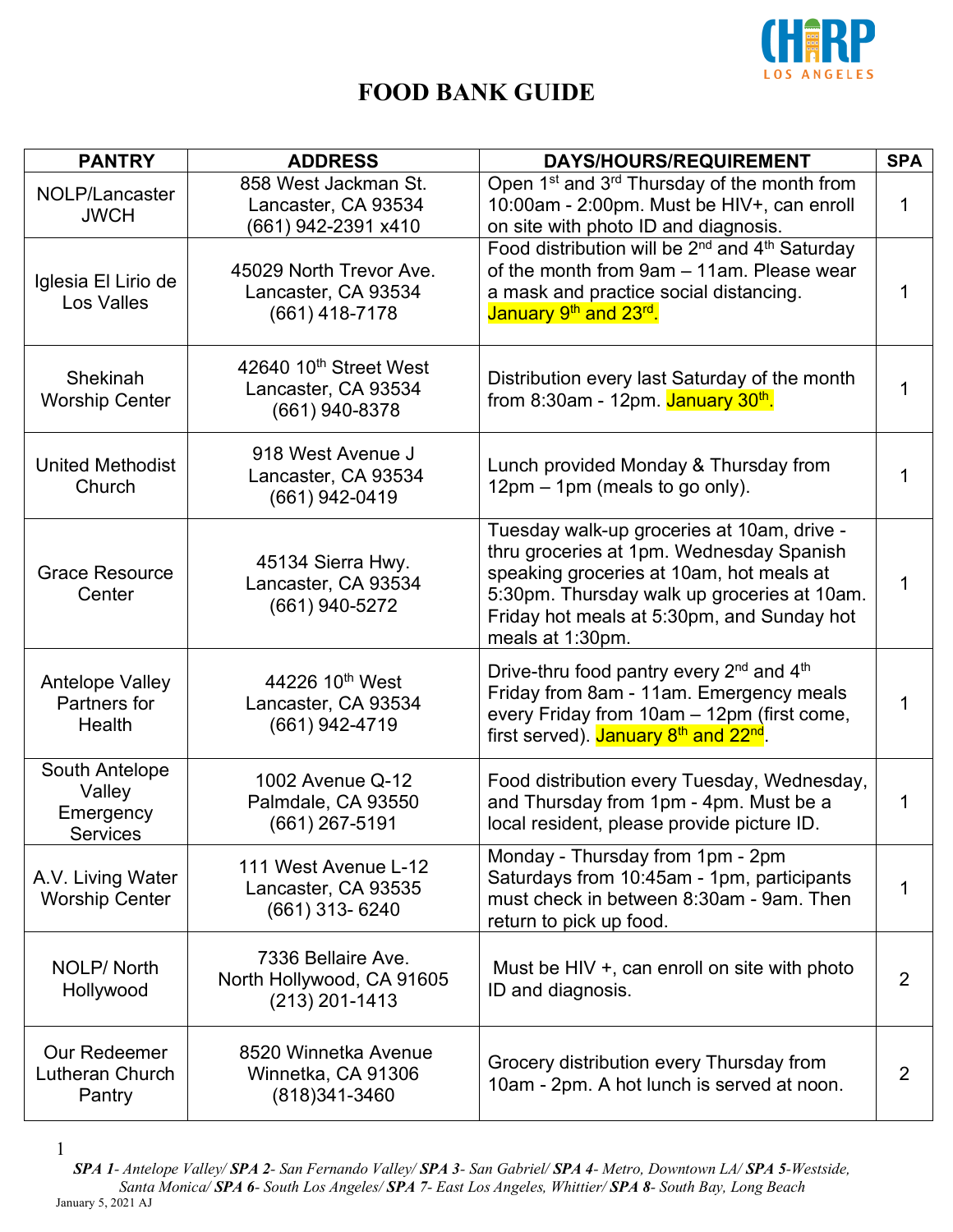# FOOD BANK GUIDE

| PANTRY | ADDRESS | DAYS/HOURS/REQUIREMENT | SPA |
|---|---|---|---|
| NOLP/Lancaster JWCH | 858 West Jackman St. Lancaster, CA 93534 (661) 942-2391 x410 | Open 1st and 3rd Thursday of the month from 10:00am - 2:00pm. Must be HIV+, can enroll on site with photo ID and diagnosis. | 1 |
| Iglesia El Lirio de Los Valles | 45029 North Trevor Ave. Lancaster, CA 93534 (661) 418-7178 | Food distribution will be 2nd and 4th Saturday of the month from 9am – 11am. Please wear a mask and practice social distancing. January 9th and 23rd. | 1 |
| Shekinah Worship Center | 42640 10th Street West Lancaster, CA 93534 (661) 940-8378 | Distribution every last Saturday of the month from 8:30am - 12pm. January 30th. | 1 |
| United Methodist Church | 918 West Avenue J Lancaster, CA 93534 (661) 942-0419 | Lunch provided Monday & Thursday from 12pm – 1pm (meals to go only). | 1 |
| Grace Resource Center | 45134 Sierra Hwy. Lancaster, CA 93534 (661) 940-5272 | Tuesday walk-up groceries at 10am, drive - thru groceries at 1pm. Wednesday Spanish speaking groceries at 10am, hot meals at 5:30pm. Thursday walk up groceries at 10am. Friday hot meals at 5:30pm, and Sunday hot meals at 1:30pm. | 1 |
| Antelope Valley Partners for Health | 44226 10th West Lancaster, CA 93534 (661) 942-4719 | Drive-thru food pantry every 2nd and 4th Friday from 8am - 11am. Emergency meals every Friday from 10am – 12pm (first come, first served). January 8th and 22nd. | 1 |
| South Antelope Valley Emergency Services | 1002 Avenue Q-12 Palmdale, CA 93550 (661) 267-5191 | Food distribution every Tuesday, Wednesday, and Thursday from 1pm - 4pm. Must be a local resident, please provide picture ID. | 1 |
| A.V. Living Water Worship Center | 111 West Avenue L-12 Lancaster, CA 93535 (661) 313- 6240 | Monday - Thursday from 1pm - 2pm Saturdays from 10:45am - 1pm, participants must check in between 8:30am - 9am. Then return to pick up food. | 1 |
| NOLP/ North Hollywood | 7336 Bellaire Ave. North Hollywood, CA 91605 (213) 201-1413 | Must be HIV +, can enroll on site with photo ID and diagnosis. | 2 |
| Our Redeemer Lutheran Church Pantry | 8520 Winnetka Avenue Winnetka, CA 91306 (818)341-3460 | Grocery distribution every Thursday from 10am - 2pm. A hot lunch is served at noon. | 2 |

***SPA 1**- Antelope Valley/ **SPA 2**- San Fernando Valley/ **SPA 3**- San Gabriel/ **SPA 4**- Metro, Downtown LA/ **SPA 5**-Westside, Santa Monica/ **SPA 6**- South Los Angeles/ **SPA 7**- East Los Angeles, Whittier/ **SPA 8**- South Bay, Long Beach*

January 5, 2021 AJ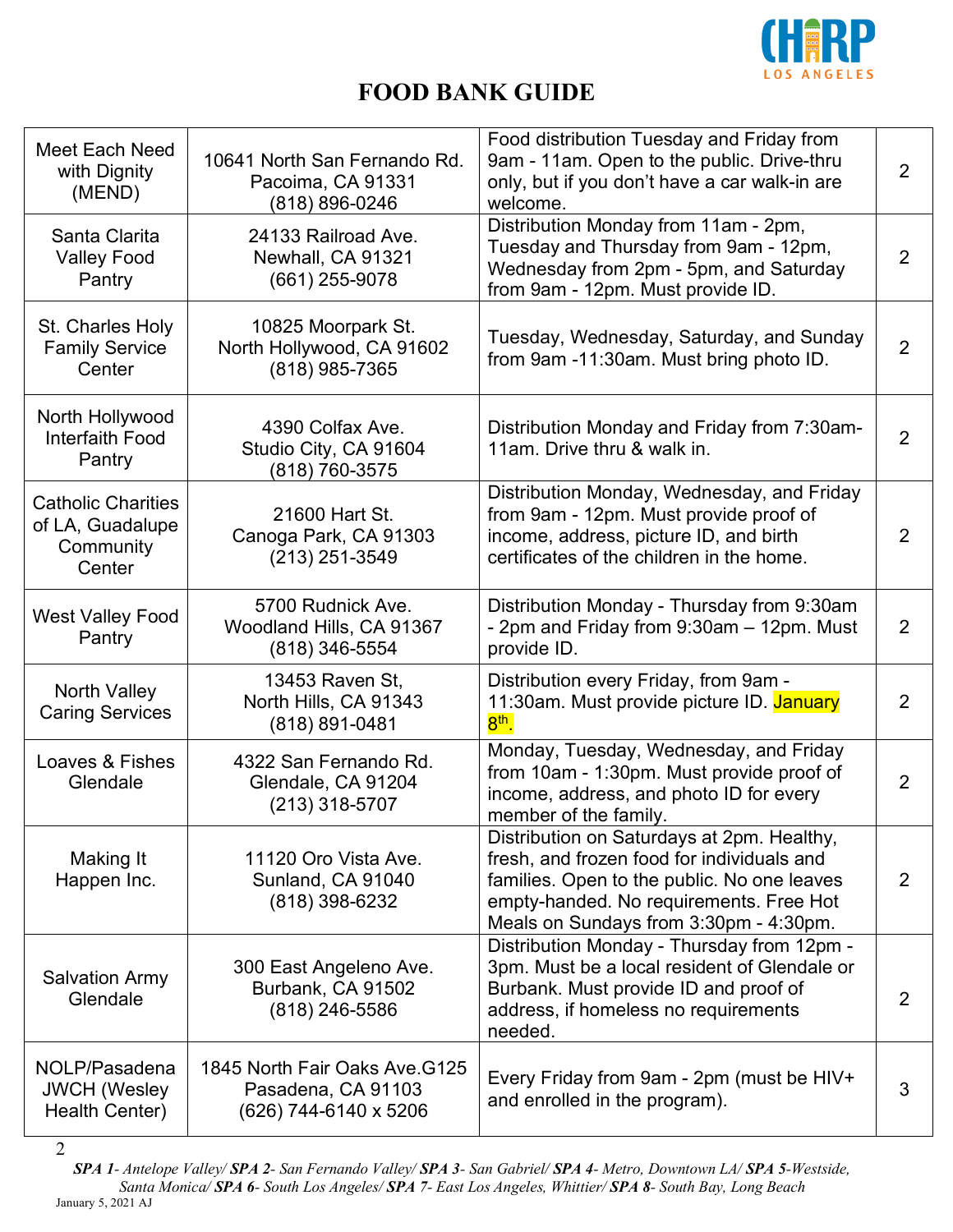# FOOD BANK GUIDE

| Meet Each Need with Dignity (MEND) | 10641 North San Fernando Rd. Pacoima, CA 91331 (818) 896-0246 | Food distribution Tuesday and Friday from 9am - 11am. Open to the public. Drive-thru only, but if you don't have a car walk-in are welcome. | 2 |
|---|---|---|---|
| Santa Clarita Valley Food Pantry | 24133 Railroad Ave. Newhall, CA 91321 (661) 255-9078 | Distribution Monday from 11am - 2pm, Tuesday and Thursday from 9am - 12pm, Wednesday from 2pm - 5pm, and Saturday from 9am - 12pm. Must provide ID. | 2 |
| St. Charles Holy Family Service Center | 10825 Moorpark St. North Hollywood, CA 91602 (818) 985-7365 | Tuesday, Wednesday, Saturday, and Sunday from 9am -11:30am. Must bring photo ID. | 2 |
| North Hollywood Interfaith Food Pantry | 4390 Colfax Ave. Studio City, CA 91604 (818) 760-3575 | Distribution Monday and Friday from 7:30am-11am. Drive thru & walk in. | 2 |
| Catholic Charities of LA, Guadalupe Community Center | 21600 Hart St. Canoga Park, CA 91303 (213) 251-3549 | Distribution Monday, Wednesday, and Friday from 9am - 12pm. Must provide proof of income, address, picture ID, and birth certificates of the children in the home. | 2 |
| West Valley Food Pantry | 5700 Rudnick Ave. Woodland Hills, CA 91367 (818) 346-5554 | Distribution Monday - Thursday from 9:30am - 2pm and Friday from 9:30am – 12pm. Must provide ID. | 2 |
| North Valley Caring Services | 13453 Raven St, North Hills, CA 91343 (818) 891-0481 | Distribution every Friday, from 9am - 11:30am. Must provide picture ID. January 8th. | 2 |
| Loaves & Fishes Glendale | 4322 San Fernando Rd. Glendale, CA 91204 (213) 318-5707 | Monday, Tuesday, Wednesday, and Friday from 10am - 1:30pm. Must provide proof of income, address, and photo ID for every member of the family. | 2 |
| Making It Happen Inc. | 11120 Oro Vista Ave. Sunland, CA 91040 (818) 398-6232 | Distribution on Saturdays at 2pm. Healthy, fresh, and frozen food for individuals and families. Open to the public. No one leaves empty-handed. No requirements. Free Hot Meals on Sundays from 3:30pm - 4:30pm. | 2 |
| Salvation Army Glendale | 300 East Angeleno Ave. Burbank, CA 91502 (818) 246-5586 | Distribution Monday - Thursday from 12pm - 3pm. Must be a local resident of Glendale or Burbank. Must provide ID and proof of address, if homeless no requirements needed. | 2 |
| NOLP/Pasadena JWCH (Wesley Health Center) | 1845 North Fair Oaks Ave.G125 Pasadena, CA 91103 (626) 744-6140 x 5206 | Every Friday from 9am - 2pm (must be HIV+ and enrolled in the program). | 3 |

***SPA 1**- Antelope Valley/ **SPA 2**- San Fernando Valley/ **SPA 3**- San Gabriel/ **SPA 4**- Metro, Downtown LA/ **SPA 5**-Westside, Santa Monica/ **SPA 6**- South Los Angeles/ **SPA 7**- East Los Angeles, Whittier/ **SPA 8**- South Bay, Long Beach*

January 5, 2021 AJ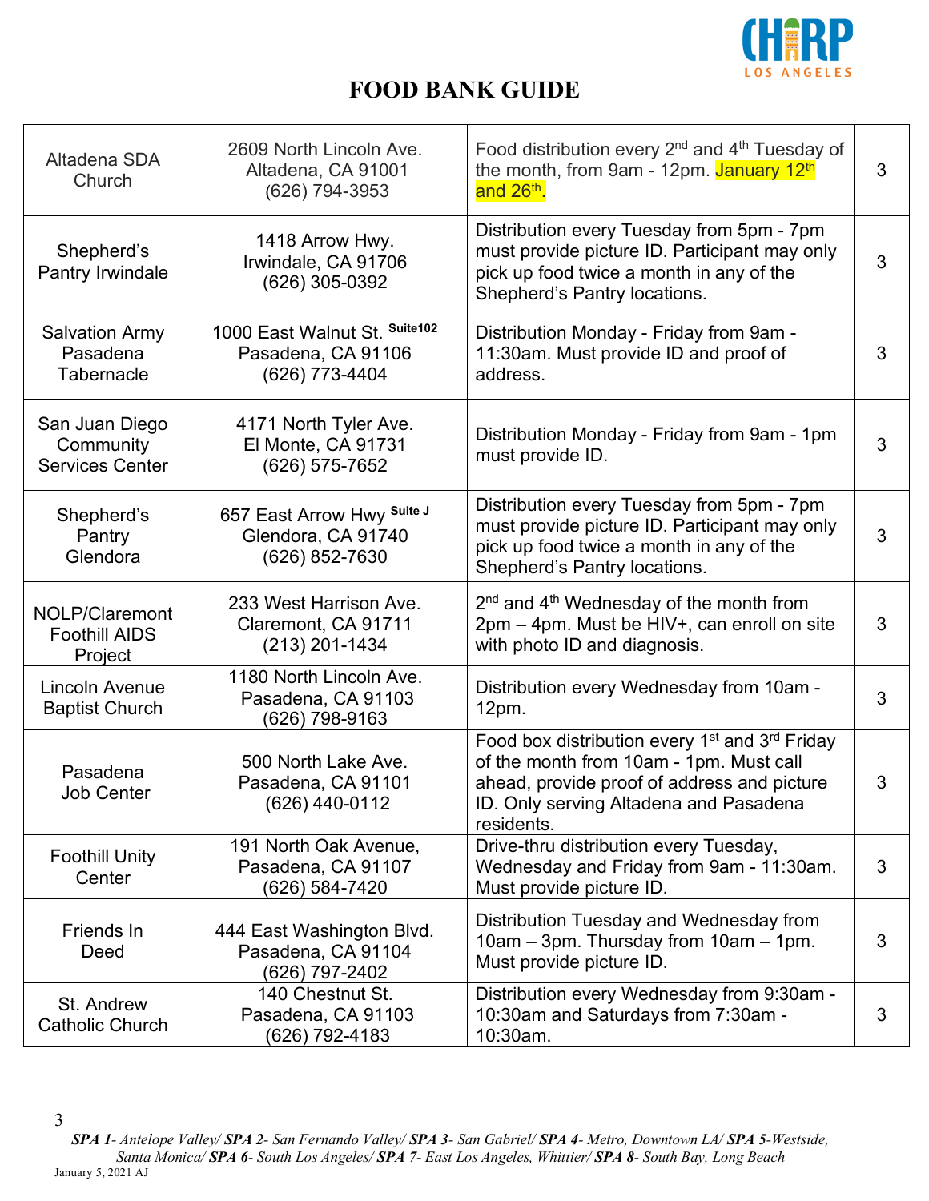# FOOD BANK GUIDE

| | | | |
|---|---|---|---|
| Altadena SDA Church | 2609 North Lincoln Ave. Altadena, CA 91001 (626) 794-3953 | Food distribution every 2nd and 4th Tuesday of the month, from 9am - 12pm. January 12th and 26th. | 3 |
| Shepherd's Pantry Irwindale | 1418 Arrow Hwy. Irwindale, CA 91706 (626) 305-0392 | Distribution every Tuesday from 5pm - 7pm must provide picture ID. Participant may only pick up food twice a month in any of the Shepherd's Pantry locations. | 3 |
| Salvation Army Pasadena Tabernacle | 1000 East Walnut St. Suite102 Pasadena, CA 91106 (626) 773-4404 | Distribution Monday - Friday from 9am - 11:30am. Must provide ID and proof of address. | 3 |
| San Juan Diego Community Services Center | 4171 North Tyler Ave. El Monte, CA 91731 (626) 575-7652 | Distribution Monday - Friday from 9am - 1pm must provide ID. | 3 |
| Shepherd's Pantry Glendora | 657 East Arrow Hwy Suite J Glendora, CA 91740 (626) 852-7630 | Distribution every Tuesday from 5pm - 7pm must provide picture ID. Participant may only pick up food twice a month in any of the Shepherd's Pantry locations. | 3 |
| NOLP/Claremont Foothill AIDS Project | 233 West Harrison Ave. Claremont, CA 91711 (213) 201-1434 | 2nd and 4th Wednesday of the month from 2pm – 4pm. Must be HIV+, can enroll on site with photo ID and diagnosis. | 3 |
| Lincoln Avenue Baptist Church | 1180 North Lincoln Ave. Pasadena, CA 91103 (626) 798-9163 | Distribution every Wednesday from 10am - 12pm. | 3 |
| Pasadena Job Center | 500 North Lake Ave. Pasadena, CA 91101 (626) 440-0112 | Food box distribution every 1st and 3rd Friday of the month from 10am - 1pm. Must call ahead, provide proof of address and picture ID. Only serving Altadena and Pasadena residents. | 3 |
| Foothill Unity Center | 191 North Oak Avenue, Pasadena, CA 91107 (626) 584-7420 | Drive-thru distribution every Tuesday, Wednesday and Friday from 9am - 11:30am. Must provide picture ID. | 3 |
| Friends In Deed | 444 East Washington Blvd. Pasadena, CA 91104 (626) 797-2402 | Distribution Tuesday and Wednesday from 10am – 3pm. Thursday from 10am – 1pm. Must provide picture ID. | 3 |
| St. Andrew Catholic Church | 140 Chestnut St. Pasadena, CA 91103 (626) 792-4183 | Distribution every Wednesday from 9:30am - 10:30am and Saturdays from 7:30am - 10:30am. | 3 |

***SPA 1**- Antelope Valley/ **SPA 2**- San Fernando Valley/ **SPA 3**- San Gabriel/ **SPA 4**- Metro, Downtown LA/ **SPA 5**-Westside, Santa Monica/ **SPA 6**- South Los Angeles/ **SPA 7**- East Los Angeles, Whittier/ **SPA 8**- South Bay, Long Beach*

January 5, 2021 AJ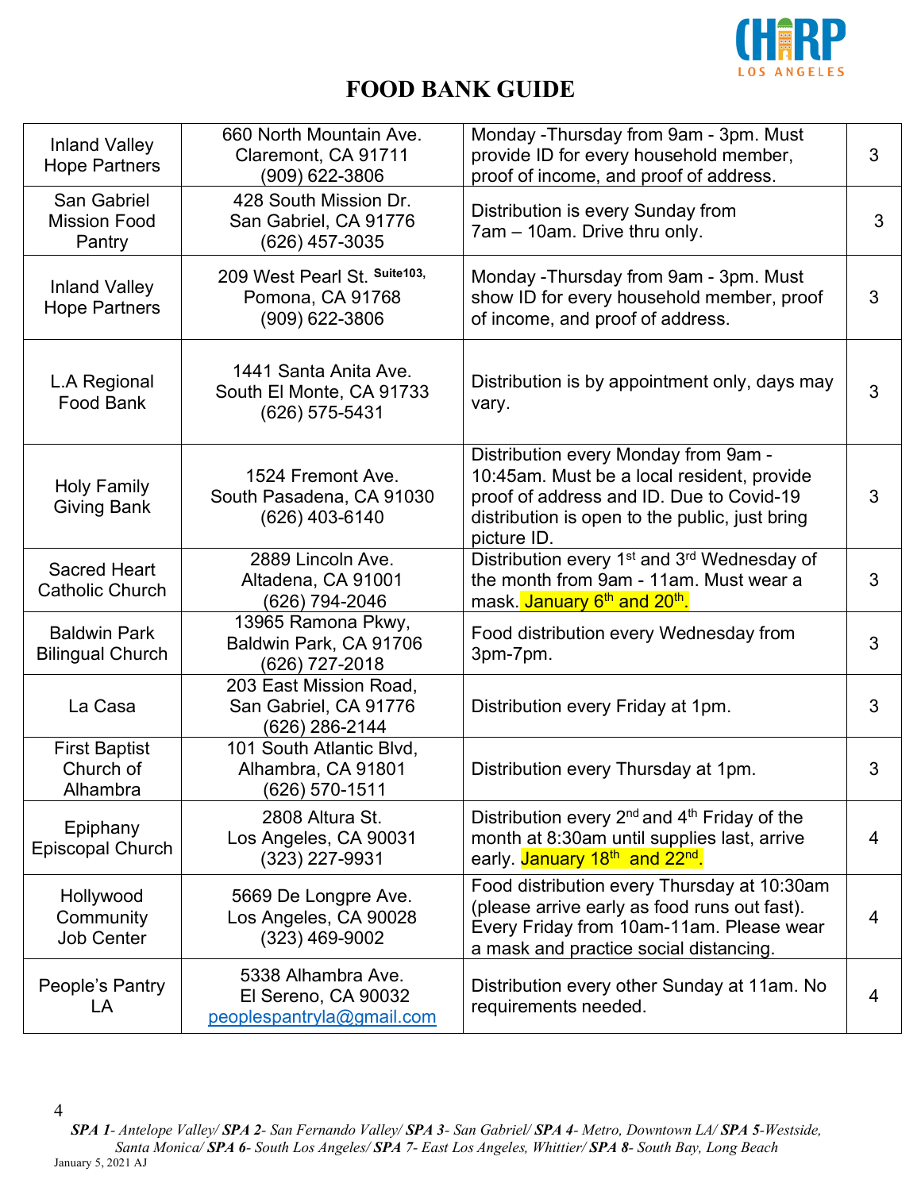# FOOD BANK GUIDE

| | | | |
|---|---|---|---|
| Inland Valley Hope Partners | 660 North Mountain Ave. Claremont, CA 91711 (909) 622-3806 | Monday -Thursday from 9am - 3pm. Must provide ID for every household member, proof of income, and proof of address. | 3 |
| San Gabriel Mission Food Pantry | 428 South Mission Dr. San Gabriel, CA 91776 (626) 457-3035 | Distribution is every Sunday from 7am – 10am. Drive thru only. | 3 |
| Inland Valley Hope Partners | 209 West Pearl St. Suite103, Pomona, CA 91768 (909) 622-3806 | Monday -Thursday from 9am - 3pm. Must show ID for every household member, proof of income, and proof of address. | 3 |
| L.A Regional Food Bank | 1441 Santa Anita Ave. South El Monte, CA 91733 (626) 575-5431 | Distribution is by appointment only, days may vary. | 3 |
| Holy Family Giving Bank | 1524 Fremont Ave. South Pasadena, CA 91030 (626) 403-6140 | Distribution every Monday from 9am - 10:45am. Must be a local resident, provide proof of address and ID. Due to Covid-19 distribution is open to the public, just bring picture ID. | 3 |
| Sacred Heart Catholic Church | 2889 Lincoln Ave. Altadena, CA 91001 (626) 794-2046 | Distribution every 1st and 3rd Wednesday of the month from 9am - 11am. Must wear a mask. January 6th and 20th. | 3 |
| Baldwin Park Bilingual Church | 13965 Ramona Pkwy, Baldwin Park, CA 91706 (626) 727-2018 | Food distribution every Wednesday from 3pm-7pm. | 3 |
| La Casa | 203 East Mission Road, San Gabriel, CA 91776 (626) 286-2144 | Distribution every Friday at 1pm. | 3 |
| First Baptist Church of Alhambra | 101 South Atlantic Blvd, Alhambra, CA 91801 (626) 570-1511 | Distribution every Thursday at 1pm. | 3 |
| Epiphany Episcopal Church | 2808 Altura St. Los Angeles, CA 90031 (323) 227-9931 | Distribution every 2nd and 4th Friday of the month at 8:30am until supplies last, arrive early. January 18th and 22nd. | 4 |
| Hollywood Community Job Center | 5669 De Longpre Ave. Los Angeles, CA 90028 (323) 469-9002 | Food distribution every Thursday at 10:30am (please arrive early as food runs out fast). Every Friday from 10am-11am. Please wear a mask and practice social distancing. | 4 |
| People's Pantry LA | 5338 Alhambra Ave. El Sereno, CA 90032 peoplespantryla@gmail.com | Distribution every other Sunday at 11am. No requirements needed. | 4 |

***SPA 1**- Antelope Valley/ **SPA 2**- San Fernando Valley/ **SPA 3**- San Gabriel/ **SPA 4**- Metro, Downtown LA/ **SPA 5**-Westside, Santa Monica/ **SPA 6**- South Los Angeles/ **SPA 7**- East Los Angeles, Whittier/ **SPA 8**- South Bay, Long Beach*

January 5, 2021 AJ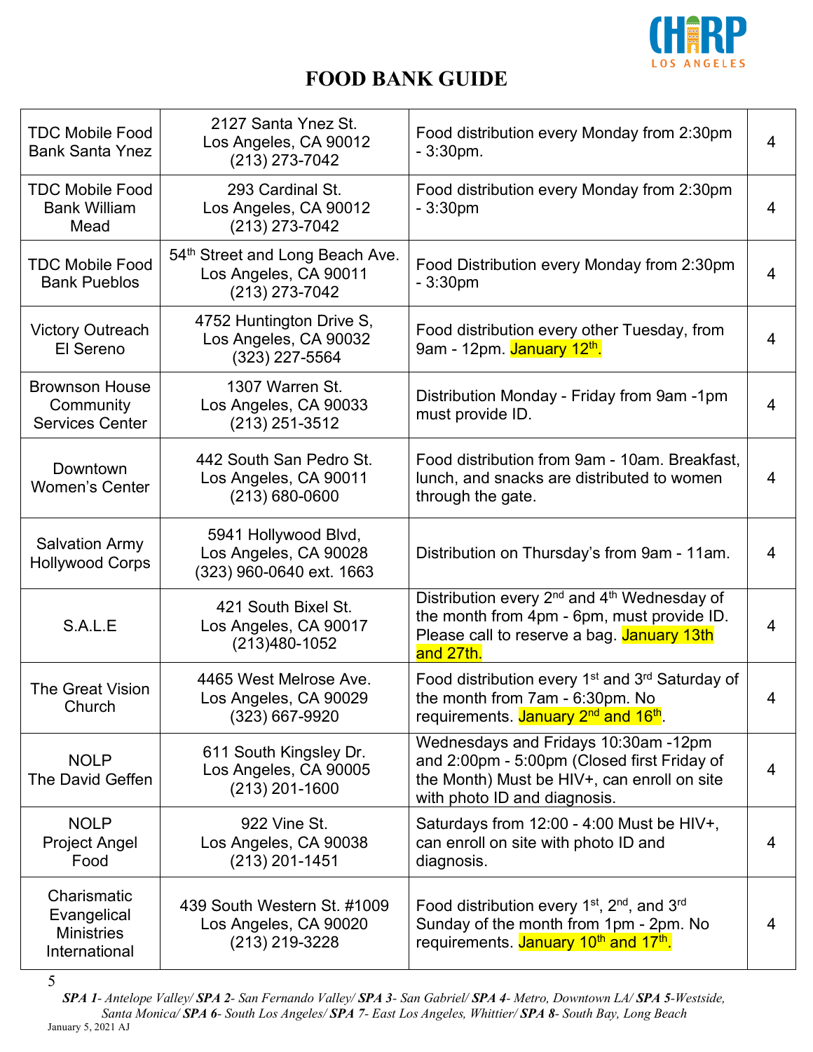# FOOD BANK GUIDE

| | | | |
|---|---|---|---|
| TDC Mobile Food Bank Santa Ynez | 2127 Santa Ynez St. Los Angeles, CA 90012 (213) 273-7042 | Food distribution every Monday from 2:30pm - 3:30pm. | 4 |
| TDC Mobile Food Bank William Mead | 293 Cardinal St. Los Angeles, CA 90012 (213) 273-7042 | Food distribution every Monday from 2:30pm - 3:30pm | 4 |
| TDC Mobile Food Bank Pueblos | 54th Street and Long Beach Ave. Los Angeles, CA 90011 (213) 273-7042 | Food Distribution every Monday from 2:30pm - 3:30pm | 4 |
| Victory Outreach El Sereno | 4752 Huntington Drive S, Los Angeles, CA 90032 (323) 227-5564 | Food distribution every other Tuesday, from 9am - 12pm. January 12th. | 4 |
| Brownson House Community Services Center | 1307 Warren St. Los Angeles, CA 90033 (213) 251-3512 | Distribution Monday - Friday from 9am -1pm must provide ID. | 4 |
| Downtown Women's Center | 442 South San Pedro St. Los Angeles, CA 90011 (213) 680-0600 | Food distribution from 9am - 10am. Breakfast, lunch, and snacks are distributed to women through the gate. | 4 |
| Salvation Army Hollywood Corps | 5941 Hollywood Blvd, Los Angeles, CA 90028 (323) 960-0640 ext. 1663 | Distribution on Thursday's from 9am - 11am. | 4 |
| S.A.L.E | 421 South Bixel St. Los Angeles, CA 90017 (213)480-1052 | Distribution every 2nd and 4th Wednesday of the month from 4pm - 6pm, must provide ID. Please call to reserve a bag. January 13th and 27th. | 4 |
| The Great Vision Church | 4465 West Melrose Ave. Los Angeles, CA 90029 (323) 667-9920 | Food distribution every 1st and 3rd Saturday of the month from 7am - 6:30pm. No requirements. January 2nd and 16th. | 4 |
| NOLP The David Geffen | 611 South Kingsley Dr. Los Angeles, CA 90005 (213) 201-1600 | Wednesdays and Fridays 10:30am -12pm and 2:00pm - 5:00pm (Closed first Friday of the Month) Must be HIV+, can enroll on site with photo ID and diagnosis. | 4 |
| NOLP Project Angel Food | 922 Vine St. Los Angeles, CA 90038 (213) 201-1451 | Saturdays from 12:00 - 4:00 Must be HIV+, can enroll on site with photo ID and diagnosis. | 4 |
| Charismatic Evangelical Ministries International | 439 South Western St. #1009 Los Angeles, CA 90020 (213) 219-3228 | Food distribution every 1st, 2nd, and 3rd Sunday of the month from 1pm - 2pm. No requirements. January 10th and 17th. | 4 |

***SPA 1**- Antelope Valley/ **SPA 2**- San Fernando Valley/ **SPA 3**- San Gabriel/ **SPA 4**- Metro, Downtown LA/ **SPA 5**-Westside, Santa Monica/ **SPA 6**- South Los Angeles/ **SPA 7**- East Los Angeles, Whittier/ **SPA 8**- South Bay, Long Beach*

January 5, 2021 AJ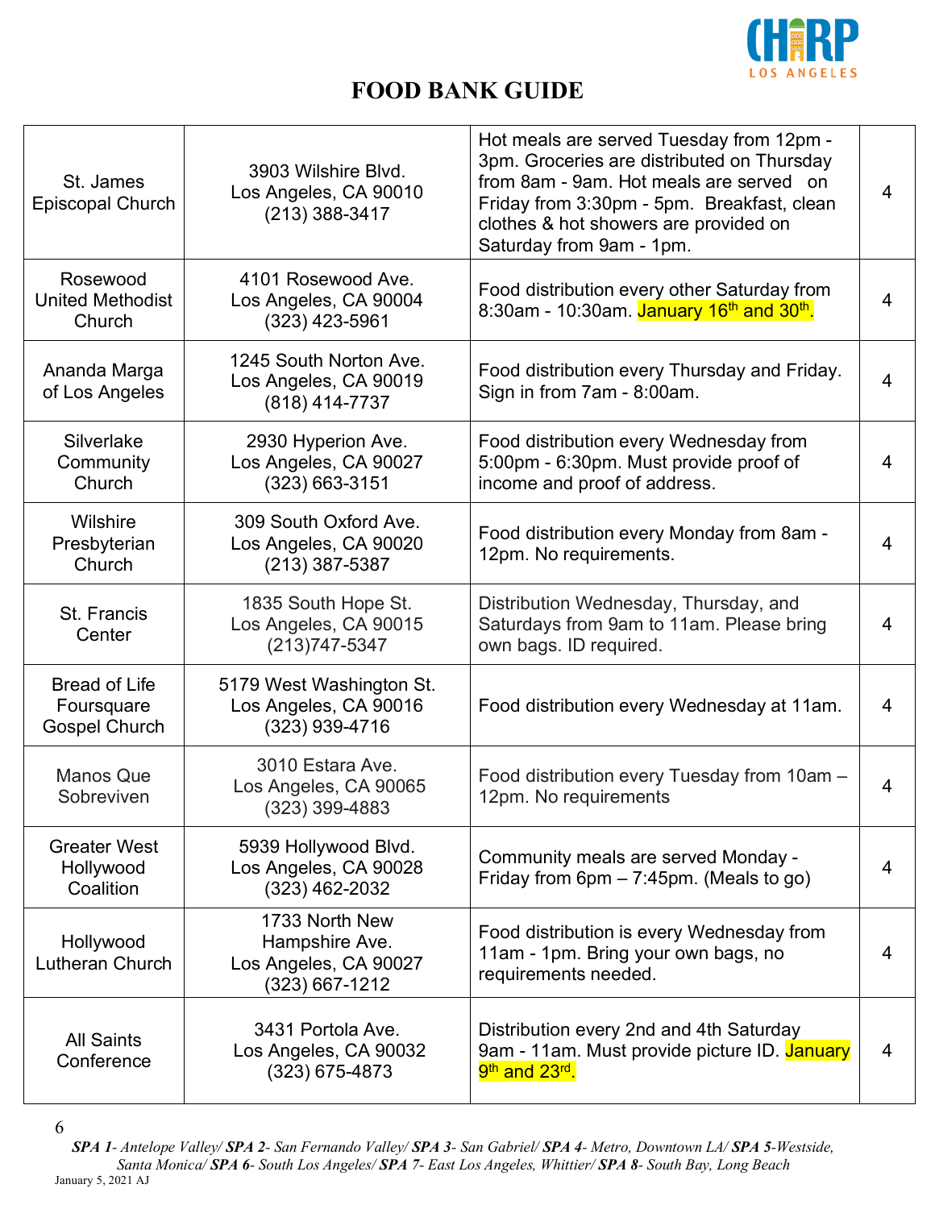# FOOD BANK GUIDE

| | | | |
|---|---|---|---|
| St. James Episcopal Church | 3903 Wilshire Blvd. Los Angeles, CA 90010 (213) 388-3417 | Hot meals are served Tuesday from 12pm - 3pm. Groceries are distributed on Thursday from 8am - 9am. Hot meals are served on Friday from 3:30pm - 5pm. Breakfast, clean clothes & hot showers are provided on Saturday from 9am - 1pm. | 4 |
| Rosewood United Methodist Church | 4101 Rosewood Ave. Los Angeles, CA 90004 (323) 423-5961 | Food distribution every other Saturday from 8:30am - 10:30am. January 16th and 30th. | 4 |
| Ananda Marga of Los Angeles | 1245 South Norton Ave. Los Angeles, CA 90019 (818) 414-7737 | Food distribution every Thursday and Friday. Sign in from 7am - 8:00am. | 4 |
| Silverlake Community Church | 2930 Hyperion Ave. Los Angeles, CA 90027 (323) 663-3151 | Food distribution every Wednesday from 5:00pm - 6:30pm. Must provide proof of income and proof of address. | 4 |
| Wilshire Presbyterian Church | 309 South Oxford Ave. Los Angeles, CA 90020 (213) 387-5387 | Food distribution every Monday from 8am - 12pm. No requirements. | 4 |
| St. Francis Center | 1835 South Hope St. Los Angeles, CA 90015 (213)747-5347 | Distribution Wednesday, Thursday, and Saturdays from 9am to 11am. Please bring own bags. ID required. | 4 |
| Bread of Life Foursquare Gospel Church | 5179 West Washington St. Los Angeles, CA 90016 (323) 939-4716 | Food distribution every Wednesday at 11am. | 4 |
| Manos Que Sobreviven | 3010 Estara Ave. Los Angeles, CA 90065 (323) 399-4883 | Food distribution every Tuesday from 10am – 12pm. No requirements | 4 |
| Greater West Hollywood Coalition | 5939 Hollywood Blvd. Los Angeles, CA 90028 (323) 462-2032 | Community meals are served Monday - Friday from 6pm – 7:45pm. (Meals to go) | 4 |
| Hollywood Lutheran Church | 1733 North New Hampshire Ave. Los Angeles, CA 90027 (323) 667-1212 | Food distribution is every Wednesday from 11am - 1pm. Bring your own bags, no requirements needed. | 4 |
| All Saints Conference | 3431 Portola Ave. Los Angeles, CA 90032 (323) 675-4873 | Distribution every 2nd and 4th Saturday 9am - 11am. Must provide picture ID. January 9th and 23rd. | 4 |

***SPA 1**- Antelope Valley/ **SPA 2**- San Fernando Valley/ **SPA 3**- San Gabriel/ **SPA 4**- Metro, Downtown LA/ **SPA 5**-Westside, Santa Monica/ **SPA 6**- South Los Angeles/ **SPA 7**- East Los Angeles, Whittier/ **SPA 8**- South Bay, Long Beach*

January 5, 2021 AJ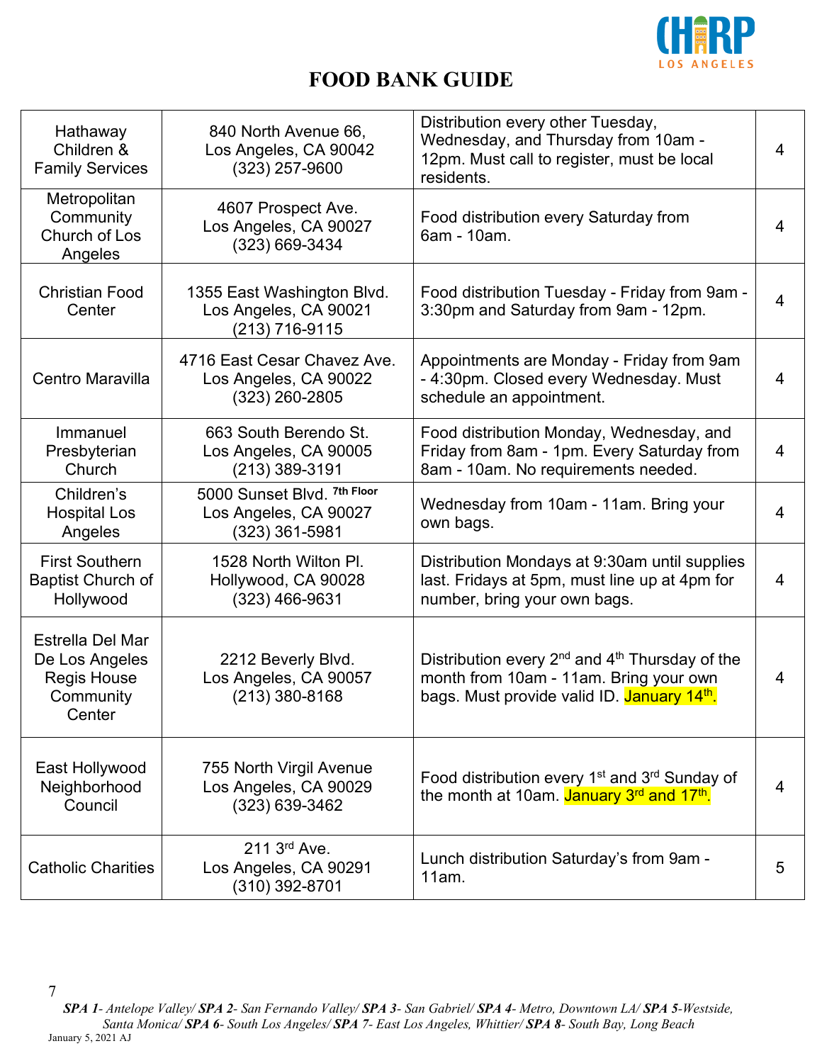# FOOD BANK GUIDE

| | | | |
|---|---|---|---|
| Hathaway Children & Family Services | 840 North Avenue 66, Los Angeles, CA 90042 (323) 257-9600 | Distribution every other Tuesday, Wednesday, and Thursday from 10am - 12pm. Must call to register, must be local residents. | 4 |
| Metropolitan Community Church of Los Angeles | 4607 Prospect Ave. Los Angeles, CA 90027 (323) 669-3434 | Food distribution every Saturday from 6am - 10am. | 4 |
| Christian Food Center | 1355 East Washington Blvd. Los Angeles, CA 90021 (213) 716-9115 | Food distribution Tuesday - Friday from 9am - 3:30pm and Saturday from 9am - 12pm. | 4 |
| Centro Maravilla | 4716 East Cesar Chavez Ave. Los Angeles, CA 90022 (323) 260-2805 | Appointments are Monday - Friday from 9am - 4:30pm. Closed every Wednesday. Must schedule an appointment. | 4 |
| Immanuel Presbyterian Church | 663 South Berendo St. Los Angeles, CA 90005 (213) 389-3191 | Food distribution Monday, Wednesday, and Friday from 8am - 1pm. Every Saturday from 8am - 10am. No requirements needed. | 4 |
| Children's Hospital Los Angeles | 5000 Sunset Blvd. 7th Floor Los Angeles, CA 90027 (323) 361-5981 | Wednesday from 10am - 11am. Bring your own bags. | 4 |
| First Southern Baptist Church of Hollywood | 1528 North Wilton Pl. Hollywood, CA 90028 (323) 466-9631 | Distribution Mondays at 9:30am until supplies last. Fridays at 5pm, must line up at 4pm for number, bring your own bags. | 4 |
| Estrella Del Mar De Los Angeles Regis House Community Center | 2212 Beverly Blvd. Los Angeles, CA 90057 (213) 380-8168 | Distribution every 2nd and 4th Thursday of the month from 10am - 11am. Bring your own bags. Must provide valid ID. January 14th. | 4 |
| East Hollywood Neighborhood Council | 755 North Virgil Avenue Los Angeles, CA 90029 (323) 639-3462 | Food distribution every 1st and 3rd Sunday of the month at 10am. January 3rd and 17th. | 4 |
| Catholic Charities | 211 3rd Ave. Los Angeles, CA 90291 (310) 392-8701 | Lunch distribution Saturday's from 9am - 11am. | 5 |

***SPA 1**- Antelope Valley/ **SPA 2**- San Fernando Valley/ **SPA 3**- San Gabriel/ **SPA 4**- Metro, Downtown LA/ **SPA 5**-Westside, Santa Monica/ **SPA 6**- South Los Angeles/ **SPA 7**- East Los Angeles, Whittier/ **SPA 8**- South Bay, Long Beach*

January 5, 2021 AJ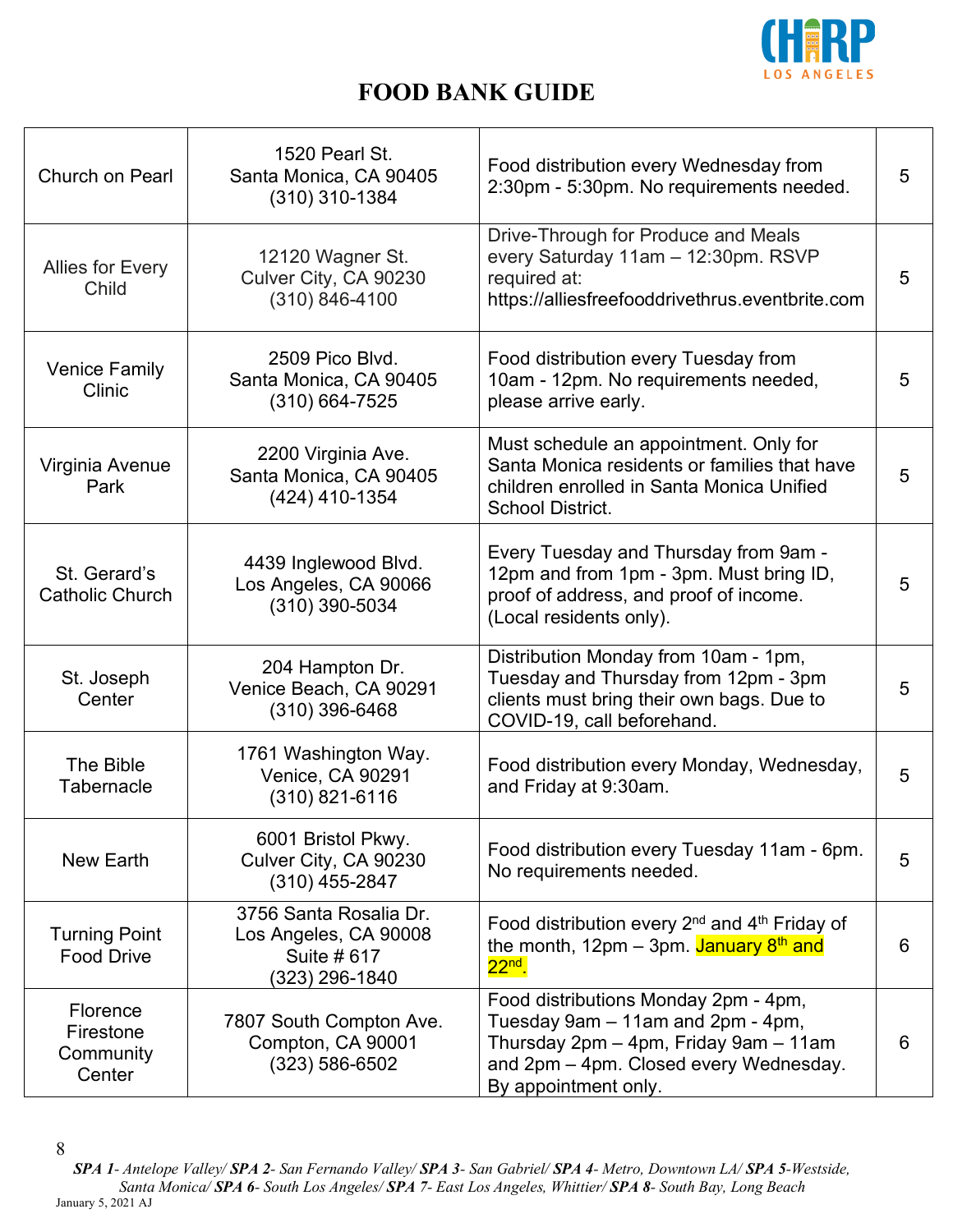# FOOD BANK GUIDE

| | | | |
|---|---|---|---|
| Church on Pearl | 1520 Pearl St. Santa Monica, CA 90405 (310) 310-1384 | Food distribution every Wednesday from 2:30pm - 5:30pm. No requirements needed. | 5 |
| Allies for Every Child | 12120 Wagner St. Culver City, CA 90230 (310) 846-4100 | Drive-Through for Produce and Meals every Saturday 11am – 12:30pm. RSVP required at: https://alliesfreefooddrivethrus.eventbrite.com | 5 |
| Venice Family Clinic | 2509 Pico Blvd. Santa Monica, CA 90405 (310) 664-7525 | Food distribution every Tuesday from 10am - 12pm. No requirements needed, please arrive early. | 5 |
| Virginia Avenue Park | 2200 Virginia Ave. Santa Monica, CA 90405 (424) 410-1354 | Must schedule an appointment. Only for Santa Monica residents or families that have children enrolled in Santa Monica Unified School District. | 5 |
| St. Gerard's Catholic Church | 4439 Inglewood Blvd. Los Angeles, CA 90066 (310) 390-5034 | Every Tuesday and Thursday from 9am - 12pm and from 1pm - 3pm. Must bring ID, proof of address, and proof of income. (Local residents only). | 5 |
| St. Joseph Center | 204 Hampton Dr. Venice Beach, CA 90291 (310) 396-6468 | Distribution Monday from 10am - 1pm, Tuesday and Thursday from 12pm - 3pm clients must bring their own bags. Due to COVID-19, call beforehand. | 5 |
| The Bible Tabernacle | 1761 Washington Way. Venice, CA 90291 (310) 821-6116 | Food distribution every Monday, Wednesday, and Friday at 9:30am. | 5 |
| New Earth | 6001 Bristol Pkwy. Culver City, CA 90230 (310) 455-2847 | Food distribution every Tuesday 11am - 6pm. No requirements needed. | 5 |
| Turning Point Food Drive | 3756 Santa Rosalia Dr. Los Angeles, CA 90008 Suite # 617 (323) 296-1840 | Food distribution every 2nd and 4th Friday of the month, 12pm – 3pm. January 8th and 22nd. | 6 |
| Florence Firestone Community Center | 7807 South Compton Ave. Compton, CA 90001 (323) 586-6502 | Food distributions Monday 2pm - 4pm, Tuesday 9am – 11am and 2pm - 4pm, Thursday 2pm – 4pm, Friday 9am – 11am and 2pm – 4pm. Closed every Wednesday. By appointment only. | 6 |

***SPA 1**- Antelope Valley/ **SPA 2**- San Fernando Valley/ **SPA 3**- San Gabriel/ **SPA 4**- Metro, Downtown LA/ **SPA 5**-Westside, Santa Monica/ **SPA 6**- South Los Angeles/ **SPA 7**- East Los Angeles, Whittier/ **SPA 8**- South Bay, Long Beach*

January 5, 2021 AJ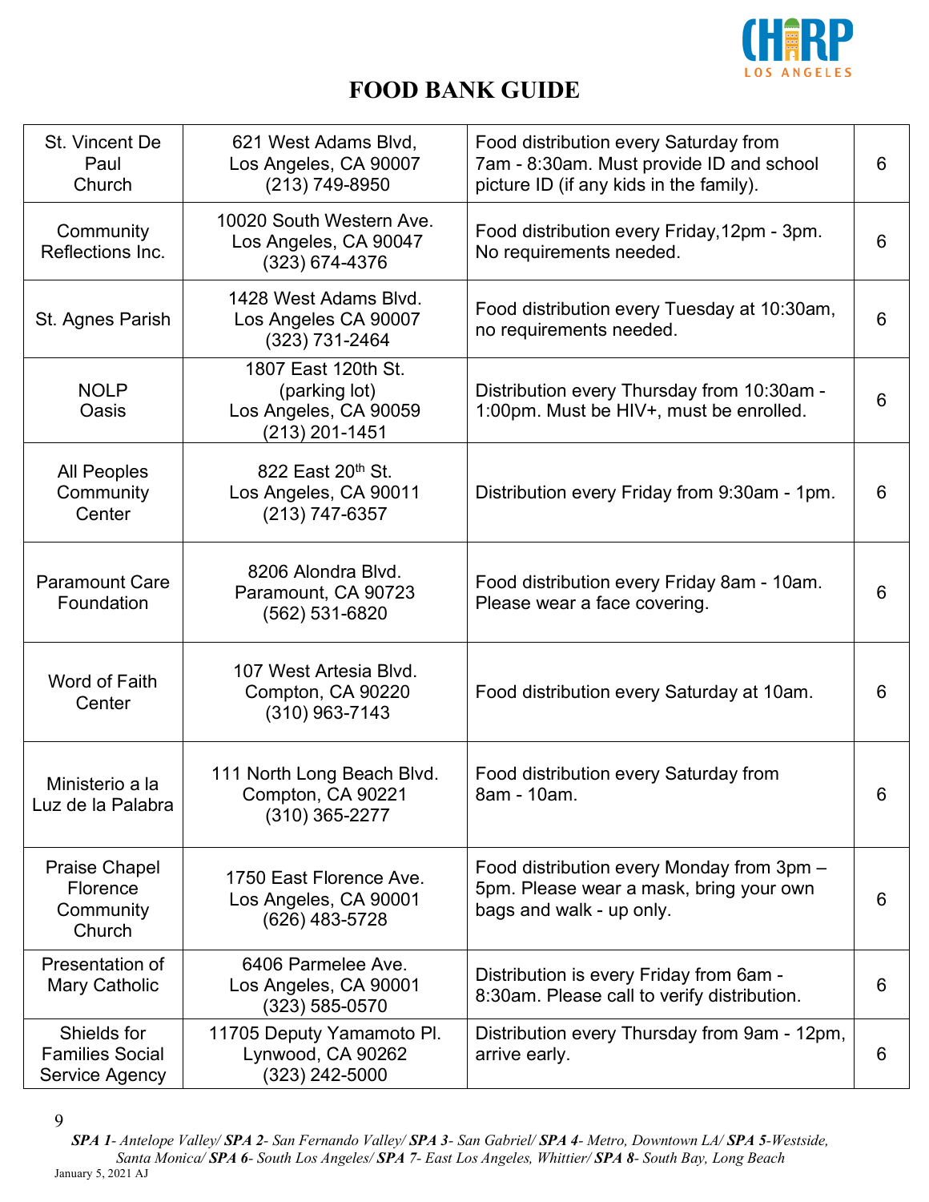# FOOD BANK GUIDE

| | | | |
|---|---|---|---|
| St. Vincent De Paul Church | 621 West Adams Blvd, Los Angeles, CA 90007 (213) 749-8950 | Food distribution every Saturday from 7am - 8:30am. Must provide ID and school picture ID (if any kids in the family). | 6 |
| Community Reflections Inc. | 10020 South Western Ave. Los Angeles, CA 90047 (323) 674-4376 | Food distribution every Friday,12pm - 3pm. No requirements needed. | 6 |
| St. Agnes Parish | 1428 West Adams Blvd. Los Angeles CA 90007 (323) 731-2464 | Food distribution every Tuesday at 10:30am, no requirements needed. | 6 |
| NOLP Oasis | 1807 East 120th St. (parking lot) Los Angeles, CA 90059 (213) 201-1451 | Distribution every Thursday from 10:30am - 1:00pm. Must be HIV+, must be enrolled. | 6 |
| All Peoples Community Center | 822 East 20th St. Los Angeles, CA 90011 (213) 747-6357 | Distribution every Friday from 9:30am - 1pm. | 6 |
| Paramount Care Foundation | 8206 Alondra Blvd. Paramount, CA 90723 (562) 531-6820 | Food distribution every Friday 8am - 10am. Please wear a face covering. | 6 |
| Word of Faith Center | 107 West Artesia Blvd. Compton, CA 90220 (310) 963-7143 | Food distribution every Saturday at 10am. | 6 |
| Ministerio a la Luz de la Palabra | 111 North Long Beach Blvd. Compton, CA 90221 (310) 365-2277 | Food distribution every Saturday from 8am - 10am. | 6 |
| Praise Chapel Florence Community Church | 1750 East Florence Ave. Los Angeles, CA 90001 (626) 483-5728 | Food distribution every Monday from 3pm – 5pm. Please wear a mask, bring your own bags and walk - up only. | 6 |
| Presentation of Mary Catholic | 6406 Parmelee Ave. Los Angeles, CA 90001 (323) 585-0570 | Distribution is every Friday from 6am - 8:30am. Please call to verify distribution. | 6 |
| Shields for Families Social Service Agency | 11705 Deputy Yamamoto Pl. Lynwood, CA 90262 (323) 242-5000 | Distribution every Thursday from 9am - 12pm, arrive early. | 6 |

***SPA 1**- Antelope Valley/ **SPA 2**- San Fernando Valley/ **SPA 3**- San Gabriel/ **SPA 4**- Metro, Downtown LA/ **SPA 5**-Westside, Santa Monica/ **SPA 6**- South Los Angeles/ **SPA 7**- East Los Angeles, Whittier/ **SPA 8**- South Bay, Long Beach*

January 5, 2021 AJ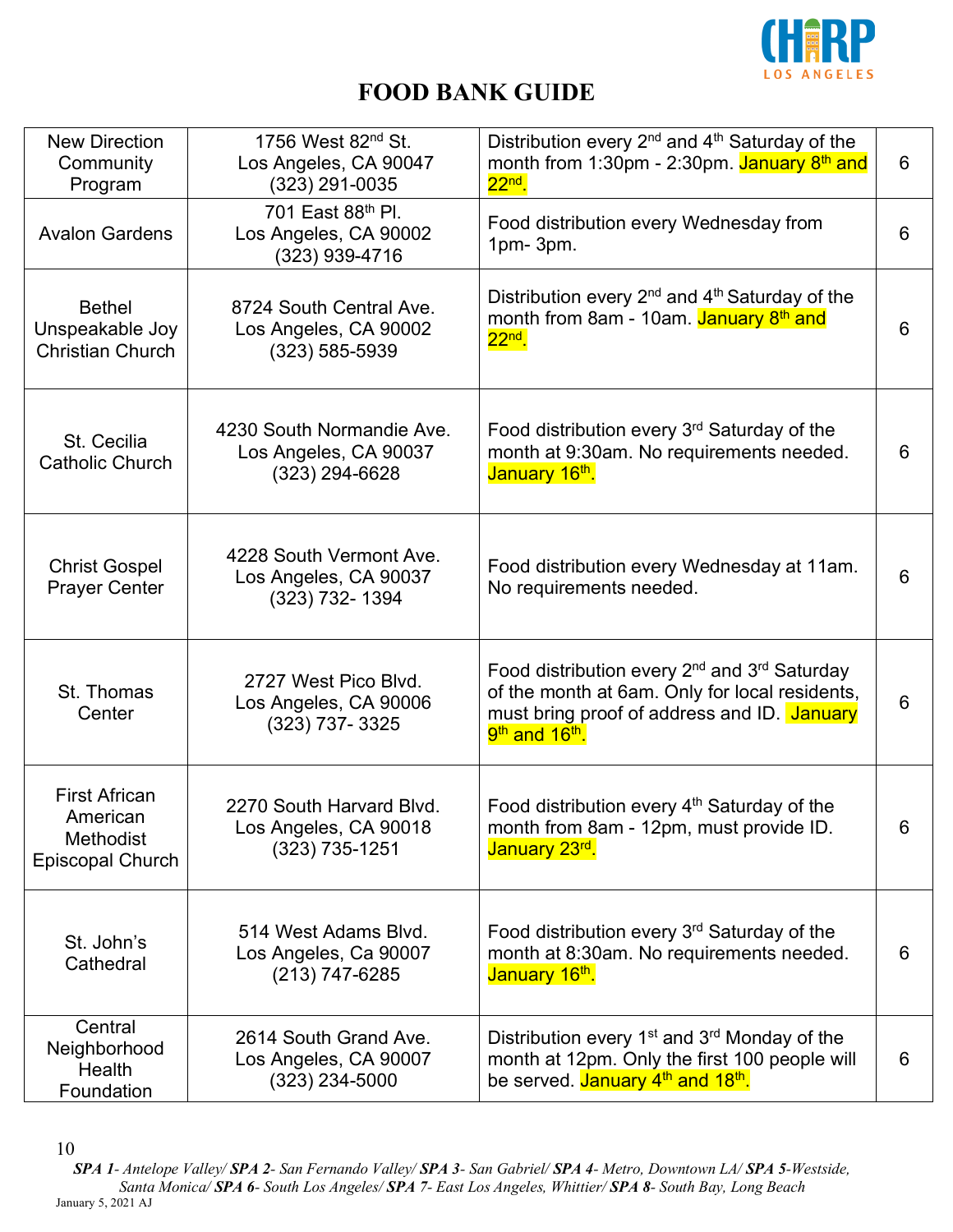# FOOD BANK GUIDE

| | | | |
|---|---|---|---|
| New Direction Community Program | 1756 West 82nd St.<br>Los Angeles, CA 90047<br>(323) 291-0035 | Distribution every 2nd and 4th Saturday of the month from 1:30pm - 2:30pm. January 8th and 22nd. | 6 |
| Avalon Gardens | 701 East 88th Pl.<br>Los Angeles, CA 90002<br>(323) 939-4716 | Food distribution every Wednesday from 1pm- 3pm. | 6 |
| Bethel Unspeakable Joy Christian Church | 8724 South Central Ave.<br>Los Angeles, CA 90002<br>(323) 585-5939 | Distribution every 2nd and 4th Saturday of the month from 8am - 10am. January 8th and 22nd. | 6 |
| St. Cecilia Catholic Church | 4230 South Normandie Ave.<br>Los Angeles, CA 90037<br>(323) 294-6628 | Food distribution every 3rd Saturday of the month at 9:30am. No requirements needed. January 16th. | 6 |
| Christ Gospel Prayer Center | 4228 South Vermont Ave.<br>Los Angeles, CA 90037<br>(323) 732- 1394 | Food distribution every Wednesday at 11am. No requirements needed. | 6 |
| St. Thomas Center | 2727 West Pico Blvd.<br>Los Angeles, CA 90006<br>(323) 737- 3325 | Food distribution every 2nd and 3rd Saturday of the month at 6am. Only for local residents, must bring proof of address and ID. January 9th and 16th. | 6 |
| First African American Methodist Episcopal Church | 2270 South Harvard Blvd.<br>Los Angeles, CA 90018<br>(323) 735-1251 | Food distribution every 4th Saturday of the month from 8am - 12pm, must provide ID. January 23rd. | 6 |
| St. John's Cathedral | 514 West Adams Blvd.<br>Los Angeles, Ca 90007<br>(213) 747-6285 | Food distribution every 3rd Saturday of the month at 8:30am. No requirements needed. January 16th. | 6 |
| Central Neighborhood Health Foundation | 2614 South Grand Ave.<br>Los Angeles, CA 90007<br>(323) 234-5000 | Distribution every 1st and 3rd Monday of the month at 12pm. Only the first 100 people will be served. January 4th and 18th. | 6 |

***SPA 1**- Antelope Valley/ **SPA 2**- San Fernando Valley/ **SPA 3**- San Gabriel/ **SPA 4**- Metro, Downtown LA/ **SPA 5**-Westside, Santa Monica/ **SPA 6**- South Los Angeles/ **SPA 7**- East Los Angeles, Whittier/ **SPA 8**- South Bay, Long Beach*

January 5, 2021 AJ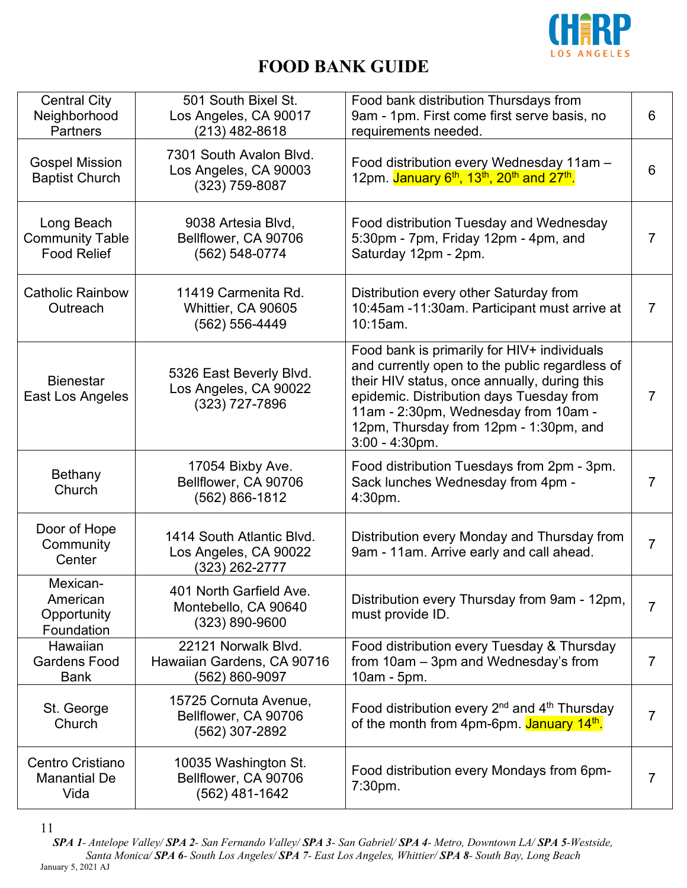# FOOD BANK GUIDE

| Name | Address | Details | SPA |
|---|---|---|---|
| Central City Neighborhood Partners | 501 South Bixel St. Los Angeles, CA 90017 (213) 482-8618 | Food bank distribution Thursdays from 9am - 1pm. First come first serve basis, no requirements needed. | 6 |
| Gospel Mission Baptist Church | 7301 South Avalon Blvd. Los Angeles, CA 90003 (323) 759-8087 | Food distribution every Wednesday 11am – 12pm. January 6th, 13th, 20th and 27th. | 6 |
| Long Beach Community Table Food Relief | 9038 Artesia Blvd, Bellflower, CA 90706 (562) 548-0774 | Food distribution Tuesday and Wednesday 5:30pm - 7pm, Friday 12pm - 4pm, and Saturday 12pm - 2pm. | 7 |
| Catholic Rainbow Outreach | 11419 Carmenita Rd. Whittier, CA 90605 (562) 556-4449 | Distribution every other Saturday from 10:45am -11:30am. Participant must arrive at 10:15am. | 7 |
| Bienestar East Los Angeles | 5326 East Beverly Blvd. Los Angeles, CA 90022 (323) 727-7896 | Food bank is primarily for HIV+ individuals and currently open to the public regardless of their HIV status, once annually, during this epidemic. Distribution days Tuesday from 11am - 2:30pm, Wednesday from 10am - 12pm, Thursday from 12pm - 1:30pm, and 3:00 - 4:30pm. | 7 |
| Bethany Church | 17054 Bixby Ave. Bellflower, CA 90706 (562) 866-1812 | Food distribution Tuesdays from 2pm - 3pm. Sack lunches Wednesday from 4pm - 4:30pm. | 7 |
| Door of Hope Community Center | 1414 South Atlantic Blvd. Los Angeles, CA 90022 (323) 262-2777 | Distribution every Monday and Thursday from 9am - 11am. Arrive early and call ahead. | 7 |
| Mexican-American Opportunity Foundation | 401 North Garfield Ave. Montebello, CA 90640 (323) 890-9600 | Distribution every Thursday from 9am - 12pm, must provide ID. | 7 |
| Hawaiian Gardens Food Bank | 22121 Norwalk Blvd. Hawaiian Gardens, CA 90716 (562) 860-9097 | Food distribution every Tuesday & Thursday from 10am – 3pm and Wednesday's from 10am - 5pm. | 7 |
| St. George Church | 15725 Cornuta Avenue, Bellflower, CA 90706 (562) 307-2892 | Food distribution every 2nd and 4th Thursday of the month from 4pm-6pm. January 14th. | 7 |
| Centro Cristiano Manantial De Vida | 10035 Washington St. Bellflower, CA 90706 (562) 481-1642 | Food distribution every Mondays from 6pm-7:30pm. | 7 |

***SPA 1**- Antelope Valley/ **SPA 2**- San Fernando Valley/ **SPA 3**- San Gabriel/ **SPA 4**- Metro, Downtown LA/ **SPA 5**-Westside, Santa Monica/ **SPA 6**- South Los Angeles/ **SPA 7**- East Los Angeles, Whittier/ **SPA 8**- South Bay, Long Beach*

January 5, 2021 AJ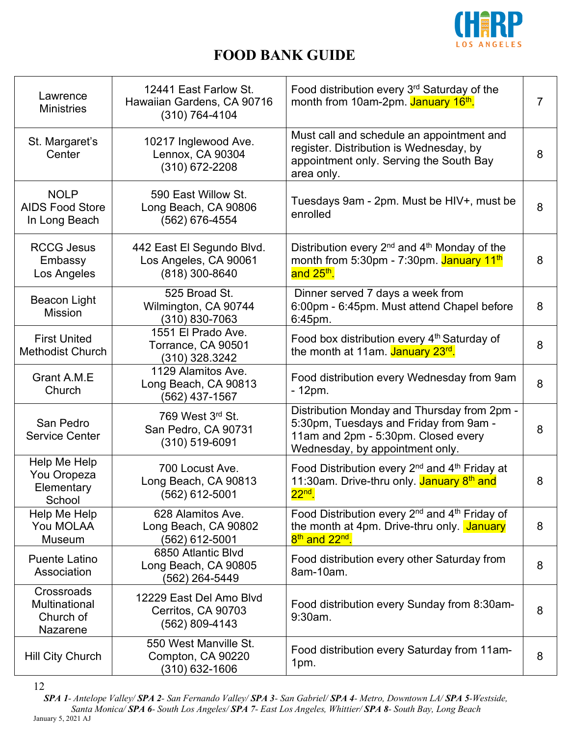# FOOD BANK GUIDE

| | | | |
|---|---|---|---|
| Lawrence Ministries | 12441 East Farlow St. Hawaiian Gardens, CA 90716 (310) 764-4104 | Food distribution every 3rd Saturday of the month from 10am-2pm. January 16th. | 7 |
| St. Margaret's Center | 10217 Inglewood Ave. Lennox, CA 90304 (310) 672-2208 | Must call and schedule an appointment and register. Distribution is Wednesday, by appointment only. Serving the South Bay area only. | 8 |
| NOLP AIDS Food Store In Long Beach | 590 East Willow St. Long Beach, CA 90806 (562) 676-4554 | Tuesdays 9am - 2pm. Must be HIV+, must be enrolled | 8 |
| RCCG Jesus Embassy Los Angeles | 442 East El Segundo Blvd. Los Angeles, CA 90061 (818) 300-8640 | Distribution every 2nd and 4th Monday of the month from 5:30pm - 7:30pm. January 11th and 25th. | 8 |
| Beacon Light Mission | 525 Broad St. Wilmington, CA 90744 (310) 830-7063 | Dinner served 7 days a week from 6:00pm - 6:45pm. Must attend Chapel before 6:45pm. | 8 |
| First United Methodist Church | 1551 El Prado Ave. Torrance, CA 90501 (310) 328.3242 | Food box distribution every 4th Saturday of the month at 11am. January 23rd. | 8 |
| Grant A.M.E Church | 1129 Alamitos Ave. Long Beach, CA 90813 (562) 437-1567 | Food distribution every Wednesday from 9am - 12pm. | 8 |
| San Pedro Service Center | 769 West 3rd St. San Pedro, CA 90731 (310) 519-6091 | Distribution Monday and Thursday from 2pm - 5:30pm, Tuesdays and Friday from 9am - 11am and 2pm - 5:30pm. Closed every Wednesday, by appointment only. | 8 |
| Help Me Help You Oropeza Elementary School | 700 Locust Ave. Long Beach, CA 90813 (562) 612-5001 | Food Distribution every 2nd and 4th Friday at 11:30am. Drive-thru only. January 8th and 22nd. | 8 |
| Help Me Help You MOLAA Museum | 628 Alamitos Ave. Long Beach, CA 90802 (562) 612-5001 | Food Distribution every 2nd and 4th Friday of the month at 4pm. Drive-thru only. January 8th and 22nd. | 8 |
| Puente Latino Association | 6850 Atlantic Blvd Long Beach, CA 90805 (562) 264-5449 | Food distribution every other Saturday from 8am-10am. | 8 |
| Crossroads Multinational Church of Nazarene | 12229 East Del Amo Blvd Cerritos, CA 90703 (562) 809-4143 | Food distribution every Sunday from 8:30am-9:30am. | 8 |
| Hill City Church | 550 West Manville St. Compton, CA 90220 (310) 632-1606 | Food distribution every Saturday from 11am-1pm. | 8 |

***SPA 1**- Antelope Valley/ **SPA 2**- San Fernando Valley/ **SPA 3**- San Gabriel/ **SPA 4**- Metro, Downtown LA/ **SPA 5**-Westside, Santa Monica/ **SPA 6**- South Los Angeles/ **SPA 7**- East Los Angeles, Whittier/ **SPA 8**- South Bay, Long Beach*

January 5, 2021 AJ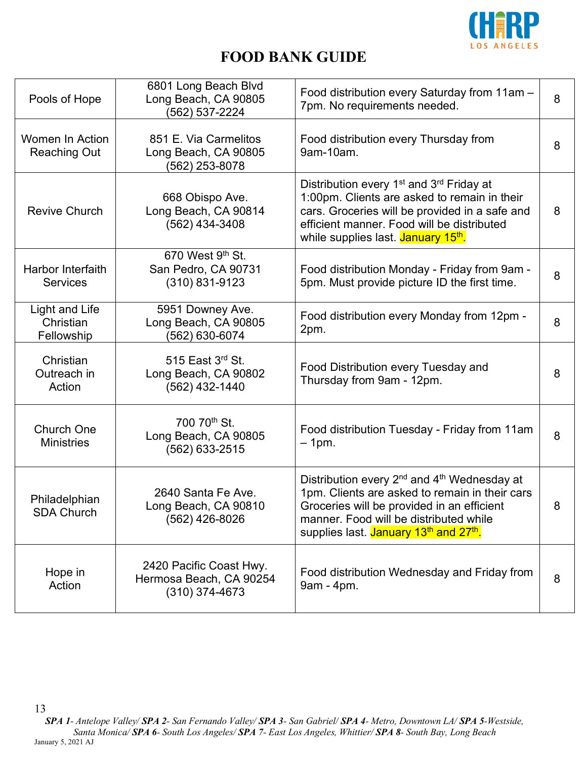# FOOD BANK GUIDE

| | | | |
|---|---|---|---|
| Pools of Hope | 6801 Long Beach Blvd Long Beach, CA 90805 (562) 537-2224 | Food distribution every Saturday from 11am – 7pm. No requirements needed. | 8 |
| Women In Action Reaching Out | 851 E. Via Carmelitos Long Beach, CA 90805 (562) 253-8078 | Food distribution every Thursday from 9am-10am. | 8 |
| Revive Church | 668 Obispo Ave. Long Beach, CA 90814 (562) 434-3408 | Distribution every 1st and 3rd Friday at 1:00pm. Clients are asked to remain in their cars. Groceries will be provided in a safe and efficient manner. Food will be distributed while supplies last. January 15th. | 8 |
| Harbor Interfaith Services | 670 West 9th St. San Pedro, CA 90731 (310) 831-9123 | Food distribution Monday - Friday from 9am - 5pm. Must provide picture ID the first time. | 8 |
| Light and Life Christian Fellowship | 5951 Downey Ave. Long Beach, CA 90805 (562) 630-6074 | Food distribution every Monday from 12pm - 2pm. | 8 |
| Christian Outreach in Action | 515 East 3rd St. Long Beach, CA 90802 (562) 432-1440 | Food Distribution every Tuesday and Thursday from 9am - 12pm. | 8 |
| Church One Ministries | 700 70th St. Long Beach, CA 90805 (562) 633-2515 | Food distribution Tuesday - Friday from 11am – 1pm. | 8 |
| Philadelphian SDA Church | 2640 Santa Fe Ave. Long Beach, CA 90810 (562) 426-8026 | Distribution every 2nd and 4th Wednesday at 1pm. Clients are asked to remain in their cars Groceries will be provided in an efficient manner. Food will be distributed while supplies last. January 13th and 27th. | 8 |
| Hope in Action | 2420 Pacific Coast Hwy. Hermosa Beach, CA 90254 (310) 374-4673 | Food distribution Wednesday and Friday from 9am - 4pm. | 8 |

***SPA 1***- *Antelope Valley/* ***SPA 2***- *San Fernando Valley/* ***SPA 3***- *San Gabriel/* ***SPA 4***- *Metro, Downtown LA/* ***SPA 5***-*Westside, Santa Monica/* ***SPA 6***- *South Los Angeles/* ***SPA 7***- *East Los Angeles, Whittier/* ***SPA 8***- *South Bay, Long Beach*

January 5, 2021 AJ